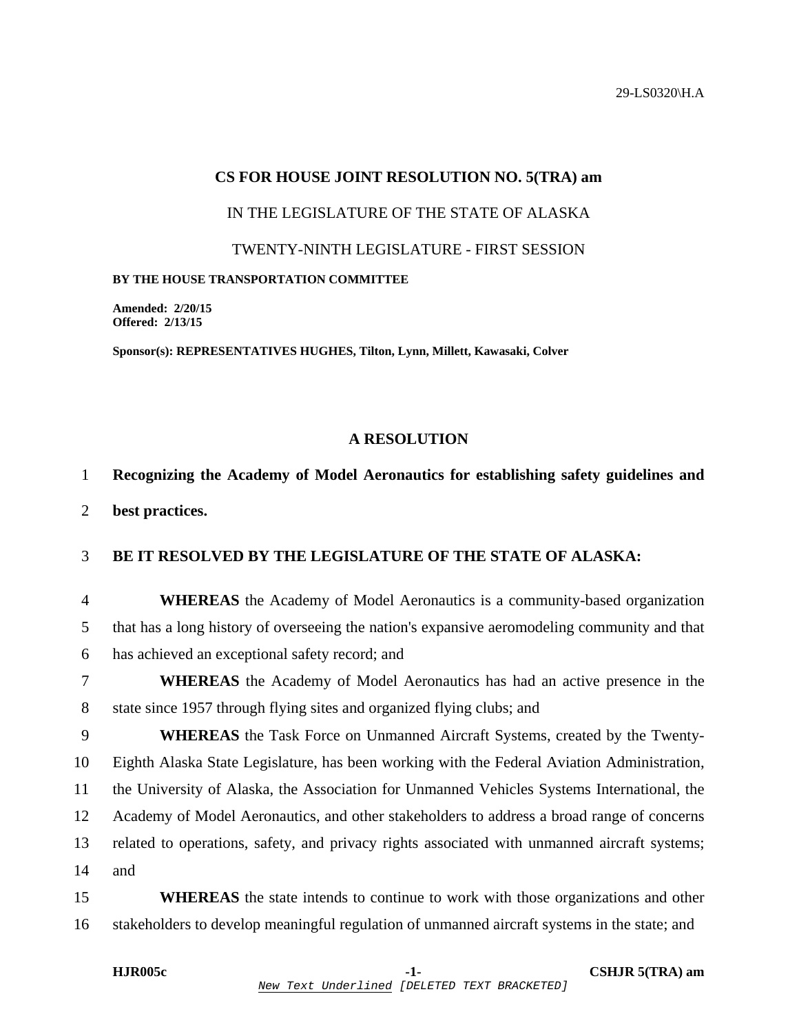29-LS0320\H.A

## CS FOR HOUSE JOINT RESOLUTION NO. 5(TRA) am

IN THE LEGISLATURE OF THE STATE OF ALASKA

TWENTY-NINTH LEGISLATURE - FIRST SESSION

**BY THE HOUSE TRANSPORTATION COMMITTEE**

**Amended: 2/20/15**
**Offered: 2/13/15**

**Sponsor(s): REPRESENTATIVES HUGHES, Tilton, Lynn, Millett, Kawasaki, Colver**

### A RESOLUTION

1 **Recognizing the Academy of Model Aeronautics for establishing safety guidelines and**
2 **best practices.**

3 **BE IT RESOLVED BY THE LEGISLATURE OF THE STATE OF ALASKA:**

4 **WHEREAS** the Academy of Model Aeronautics is a community-based organization
5 that has a long history of overseeing the nation's expansive aeromodeling community and that
6 has achieved an exceptional safety record; and

7 **WHEREAS** the Academy of Model Aeronautics has had an active presence in the
8 state since 1957 through flying sites and organized flying clubs; and

9 **WHEREAS** the Task Force on Unmanned Aircraft Systems, created by the Twenty-
10 Eighth Alaska State Legislature, has been working with the Federal Aviation Administration,
11 the University of Alaska, the Association for Unmanned Vehicles Systems International, the
12 Academy of Model Aeronautics, and other stakeholders to address a broad range of concerns
13 related to operations, safety, and privacy rights associated with unmanned aircraft systems;
14 and

15 **WHEREAS** the state intends to continue to work with those organizations and other
16 stakeholders to develop meaningful regulation of unmanned aircraft systems in the state; and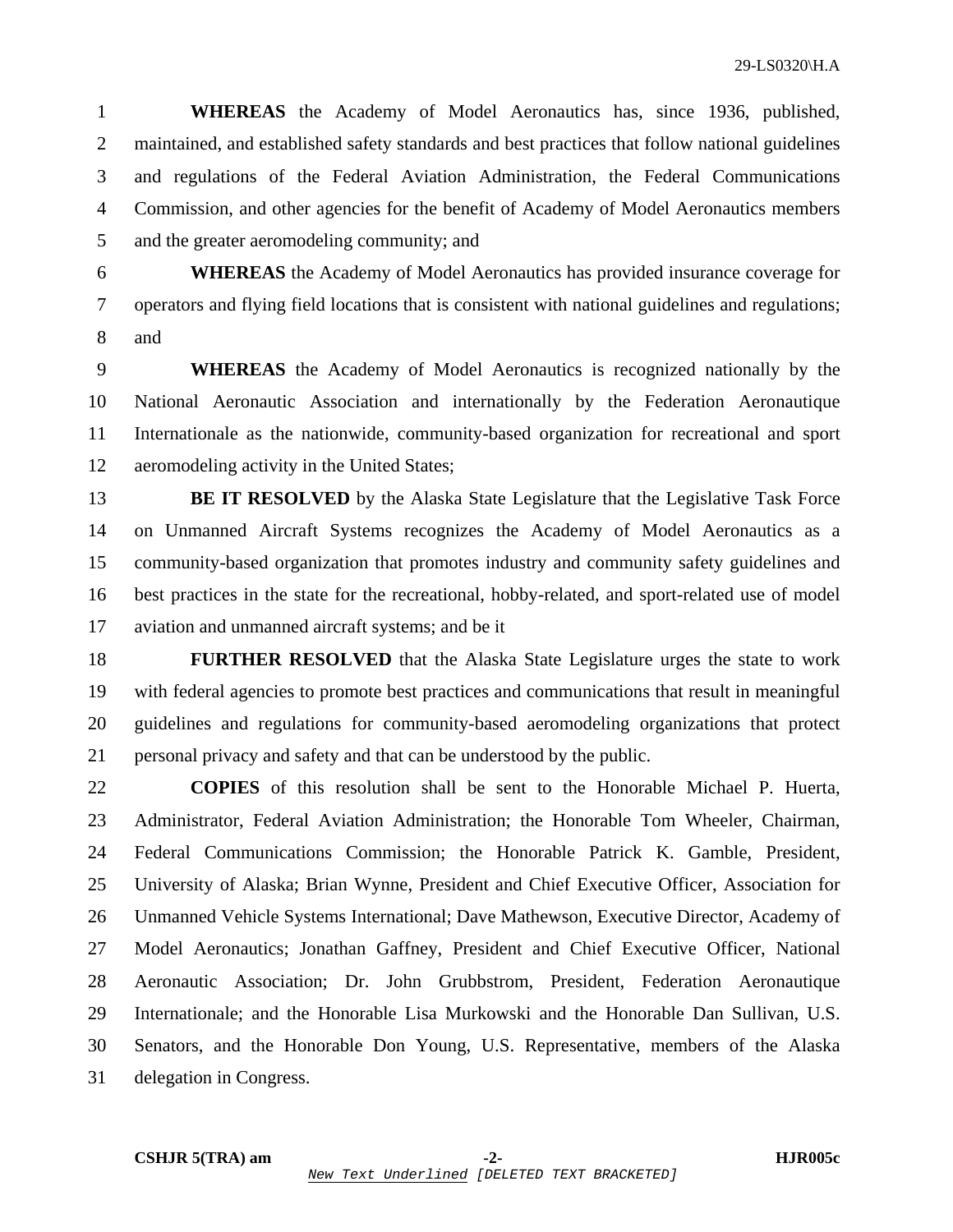**WHEREAS** the Academy of Model Aeronautics has, since 1936, published, maintained, and established safety standards and best practices that follow national guidelines and regulations of the Federal Aviation Administration, the Federal Communications Commission, and other agencies for the benefit of Academy of Model Aeronautics members and the greater aeromodeling community; and

**WHEREAS** the Academy of Model Aeronautics has provided insurance coverage for operators and flying field locations that is consistent with national guidelines and regulations; and

**WHEREAS** the Academy of Model Aeronautics is recognized nationally by the National Aeronautic Association and internationally by the Federation Aeronautique Internationale as the nationwide, community-based organization for recreational and sport aeromodeling activity in the United States;

**BE IT RESOLVED** by the Alaska State Legislature that the Legislative Task Force on Unmanned Aircraft Systems recognizes the Academy of Model Aeronautics as a community-based organization that promotes industry and community safety guidelines and best practices in the state for the recreational, hobby-related, and sport-related use of model aviation and unmanned aircraft systems; and be it

**FURTHER RESOLVED** that the Alaska State Legislature urges the state to work with federal agencies to promote best practices and communications that result in meaningful guidelines and regulations for community-based aeromodeling organizations that protect personal privacy and safety and that can be understood by the public.

**COPIES** of this resolution shall be sent to the Honorable Michael P. Huerta, Administrator, Federal Aviation Administration; the Honorable Tom Wheeler, Chairman, Federal Communications Commission; the Honorable Patrick K. Gamble, President, University of Alaska; Brian Wynne, President and Chief Executive Officer, Association for Unmanned Vehicle Systems International; Dave Mathewson, Executive Director, Academy of Model Aeronautics; Jonathan Gaffney, President and Chief Executive Officer, National Aeronautic Association; Dr. John Grubbstrom, President, Federation Aeronautique Internationale; and the Honorable Lisa Murkowski and the Honorable Dan Sullivan, U.S. Senators, and the Honorable Don Young, U.S. Representative, members of the Alaska delegation in Congress.